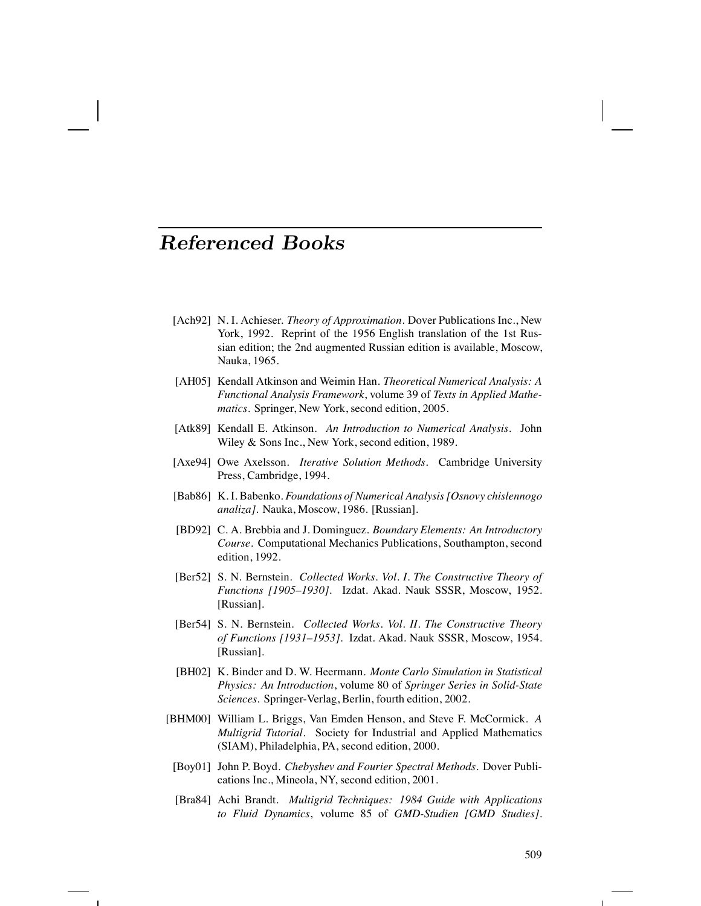# *Referenced Books*

[Ach92] N. I. Achieser. *Theory of Approximation*. Dover Publications Inc., New York, 1992. Reprint of the 1956 English translation of the 1st Russian edition; the 2nd augmented Russian edition is available, Moscow, Nauka, 1965.

[AH05] Kendall Atkinson and Weimin Han. *Theoretical Numerical Analysis: A Functional Analysis Framework*, volume 39 of *Texts in Applied Mathematics*. Springer, New York, second edition, 2005.

[Atk89] Kendall E. Atkinson. *An Introduction to Numerical Analysis*. John Wiley & Sons Inc., New York, second edition, 1989.

[Axe94] Owe Axelsson. *Iterative Solution Methods*. Cambridge University Press, Cambridge, 1994.

[Bab86] K. I. Babenko. *Foundations of Numerical Analysis [Osnovy chislennogo analiza]*. Nauka, Moscow, 1986. [Russian].

[BD92] C. A. Brebbia and J. Dominguez. *Boundary Elements: An Introductory Course*. Computational Mechanics Publications, Southampton, second edition, 1992.

[Ber52] S. N. Bernstein. *Collected Works. Vol. I. The Constructive Theory of Functions [1905–1930]*. Izdat. Akad. Nauk SSSR, Moscow, 1952. [Russian].

[Ber54] S. N. Bernstein. *Collected Works. Vol. II. The Constructive Theory of Functions [1931–1953]*. Izdat. Akad. Nauk SSSR, Moscow, 1954. [Russian].

[BH02] K. Binder and D. W. Heermann. *Monte Carlo Simulation in Statistical Physics: An Introduction*, volume 80 of *Springer Series in Solid-State Sciences*. Springer-Verlag, Berlin, fourth edition, 2002.

[BHM00] William L. Briggs, Van Emden Henson, and Steve F. McCormick. *A Multigrid Tutorial*. Society for Industrial and Applied Mathematics (SIAM), Philadelphia, PA, second edition, 2000.

[Boy01] John P. Boyd. *Chebyshev and Fourier Spectral Methods*. Dover Publications Inc., Mineola, NY, second edition, 2001.

[Bra84] Achi Brandt. *Multigrid Techniques: 1984 Guide with Applications to Fluid Dynamics*, volume 85 of *GMD-Studien [GMD Studies]*.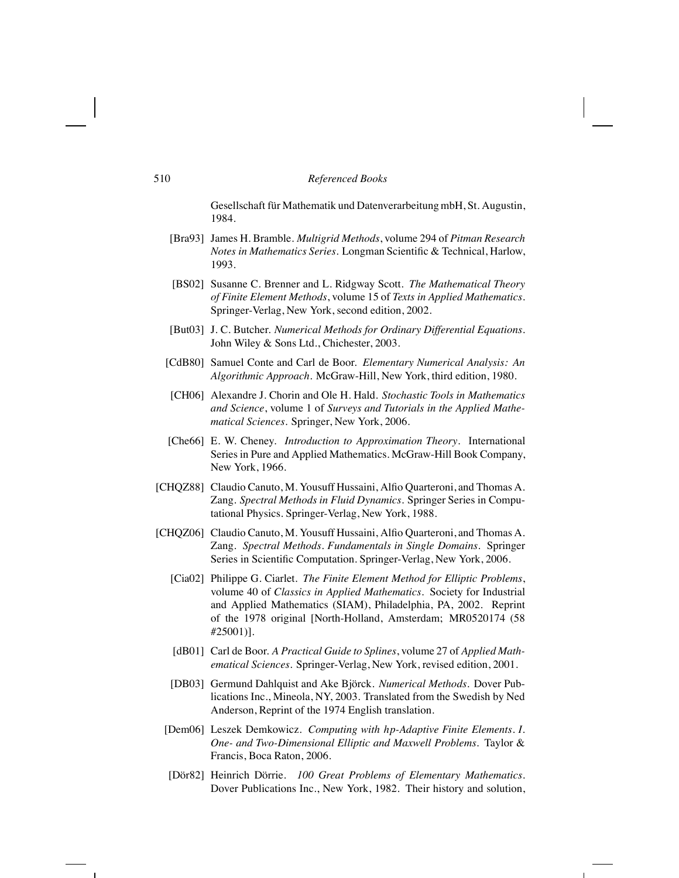Gesellschaft für Mathematik und Datenverarbeitung mbH, St. Augustin, 1984.

[Bra93] James H. Bramble. *Multigrid Methods*, volume 294 of *Pitman Research Notes in Mathematics Series*. Longman Scientific & Technical, Harlow, 1993.

[BS02] Susanne C. Brenner and L. Ridgway Scott. *The Mathematical Theory of Finite Element Methods*, volume 15 of *Texts in Applied Mathematics*. Springer-Verlag, New York, second edition, 2002.

[But03] J. C. Butcher. *Numerical Methods for Ordinary Differential Equations*. John Wiley & Sons Ltd., Chichester, 2003.

[CdB80] Samuel Conte and Carl de Boor. *Elementary Numerical Analysis: An Algorithmic Approach*. McGraw-Hill, New York, third edition, 1980.

[CH06] Alexandre J. Chorin and Ole H. Hald. *Stochastic Tools in Mathematics and Science*, volume 1 of *Surveys and Tutorials in the Applied Mathematical Sciences*. Springer, New York, 2006.

[Che66] E. W. Cheney. *Introduction to Approximation Theory*. International Series in Pure and Applied Mathematics. McGraw-Hill Book Company, New York, 1966.

[CHQZ88] Claudio Canuto, M. Yousuff Hussaini, Alfio Quarteroni, and Thomas A. Zang. *Spectral Methods in Fluid Dynamics*. Springer Series in Computational Physics. Springer-Verlag, New York, 1988.

[CHQZ06] Claudio Canuto, M. Yousuff Hussaini, Alfio Quarteroni, and Thomas A. Zang. *Spectral Methods. Fundamentals in Single Domains*. Springer Series in Scientific Computation. Springer-Verlag, New York, 2006.

[Cia02] Philippe G. Ciarlet. *The Finite Element Method for Elliptic Problems*, volume 40 of *Classics in Applied Mathematics*. Society for Industrial and Applied Mathematics (SIAM), Philadelphia, PA, 2002. Reprint of the 1978 original [North-Holland, Amsterdam; MR0520174 (58 #25001)].

[dB01] Carl de Boor. *A Practical Guide to Splines*, volume 27 of *Applied Mathematical Sciences*. Springer-Verlag, New York, revised edition, 2001.

[DB03] Germund Dahlquist and Ake Björck. *Numerical Methods*. Dover Publications Inc., Mineola, NY, 2003. Translated from the Swedish by Ned Anderson, Reprint of the 1974 English translation.

[Dem06] Leszek Demkowicz. *Computing with hp-Adaptive Finite Elements. I. One- and Two-Dimensional Elliptic and Maxwell Problems*. Taylor & Francis, Boca Raton, 2006.

[Dör82] Heinrich Dörrie. *100 Great Problems of Elementary Mathematics*. Dover Publications Inc., New York, 1982. Their history and solution,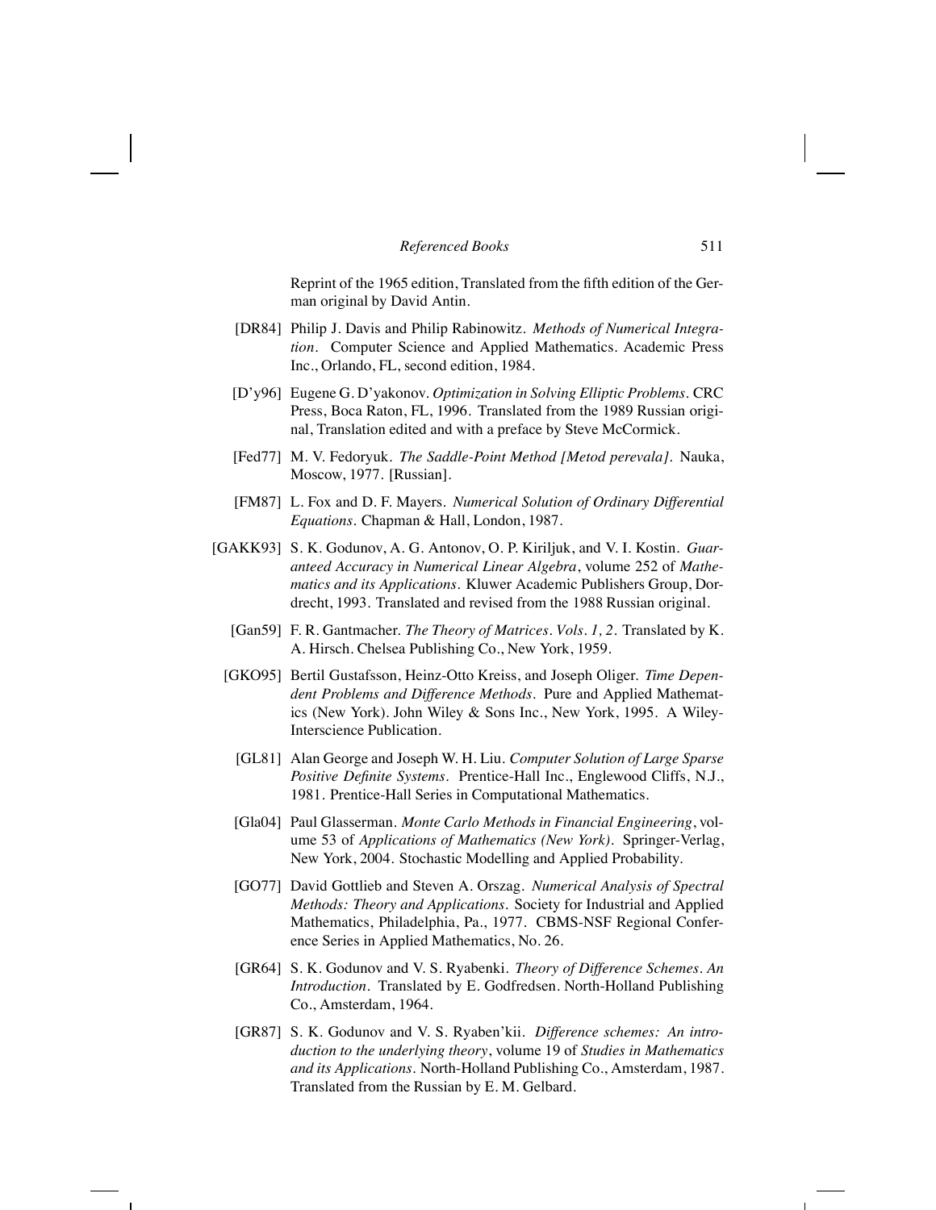Reprint of the 1965 edition, Translated from the fifth edition of the German original by David Antin.

[DR84] Philip J. Davis and Philip Rabinowitz. *Methods of Numerical Integration*. Computer Science and Applied Mathematics. Academic Press Inc., Orlando, FL, second edition, 1984.

[D'y96] Eugene G. D'yakonov. *Optimization in Solving Elliptic Problems*. CRC Press, Boca Raton, FL, 1996. Translated from the 1989 Russian original, Translation edited and with a preface by Steve McCormick.

[Fed77] M. V. Fedoryuk. *The Saddle-Point Method [Metod perevala]*. Nauka, Moscow, 1977. [Russian].

[FM87] L. Fox and D. F. Mayers. *Numerical Solution of Ordinary Differential Equations*. Chapman & Hall, London, 1987.

[GAKK93] S. K. Godunov, A. G. Antonov, O. P. Kiriljuk, and V. I. Kostin. *Guaranteed Accuracy in Numerical Linear Algebra*, volume 252 of *Mathematics and its Applications*. Kluwer Academic Publishers Group, Dordrecht, 1993. Translated and revised from the 1988 Russian original.

[Gan59] F. R. Gantmacher. *The Theory of Matrices. Vols. 1, 2*. Translated by K. A. Hirsch. Chelsea Publishing Co., New York, 1959.

[GKO95] Bertil Gustafsson, Heinz-Otto Kreiss, and Joseph Oliger. *Time Dependent Problems and Difference Methods*. Pure and Applied Mathematics (New York). John Wiley & Sons Inc., New York, 1995. A Wiley-Interscience Publication.

[GL81] Alan George and Joseph W. H. Liu. *Computer Solution of Large Sparse Positive Definite Systems*. Prentice-Hall Inc., Englewood Cliffs, N.J., 1981. Prentice-Hall Series in Computational Mathematics.

[Gla04] Paul Glasserman. *Monte Carlo Methods in Financial Engineering*, volume 53 of *Applications of Mathematics (New York)*. Springer-Verlag, New York, 2004. Stochastic Modelling and Applied Probability.

[GO77] David Gottlieb and Steven A. Orszag. *Numerical Analysis of Spectral Methods: Theory and Applications*. Society for Industrial and Applied Mathematics, Philadelphia, Pa., 1977. CBMS-NSF Regional Conference Series in Applied Mathematics, No. 26.

[GR64] S. K. Godunov and V. S. Ryabenki. *Theory of Difference Schemes. An Introduction*. Translated by E. Godfredsen. North-Holland Publishing Co., Amsterdam, 1964.

[GR87] S. K. Godunov and V. S. Ryaben'kii. *Difference schemes: An introduction to the underlying theory*, volume 19 of *Studies in Mathematics and its Applications*. North-Holland Publishing Co., Amsterdam, 1987. Translated from the Russian by E. M. Gelbard.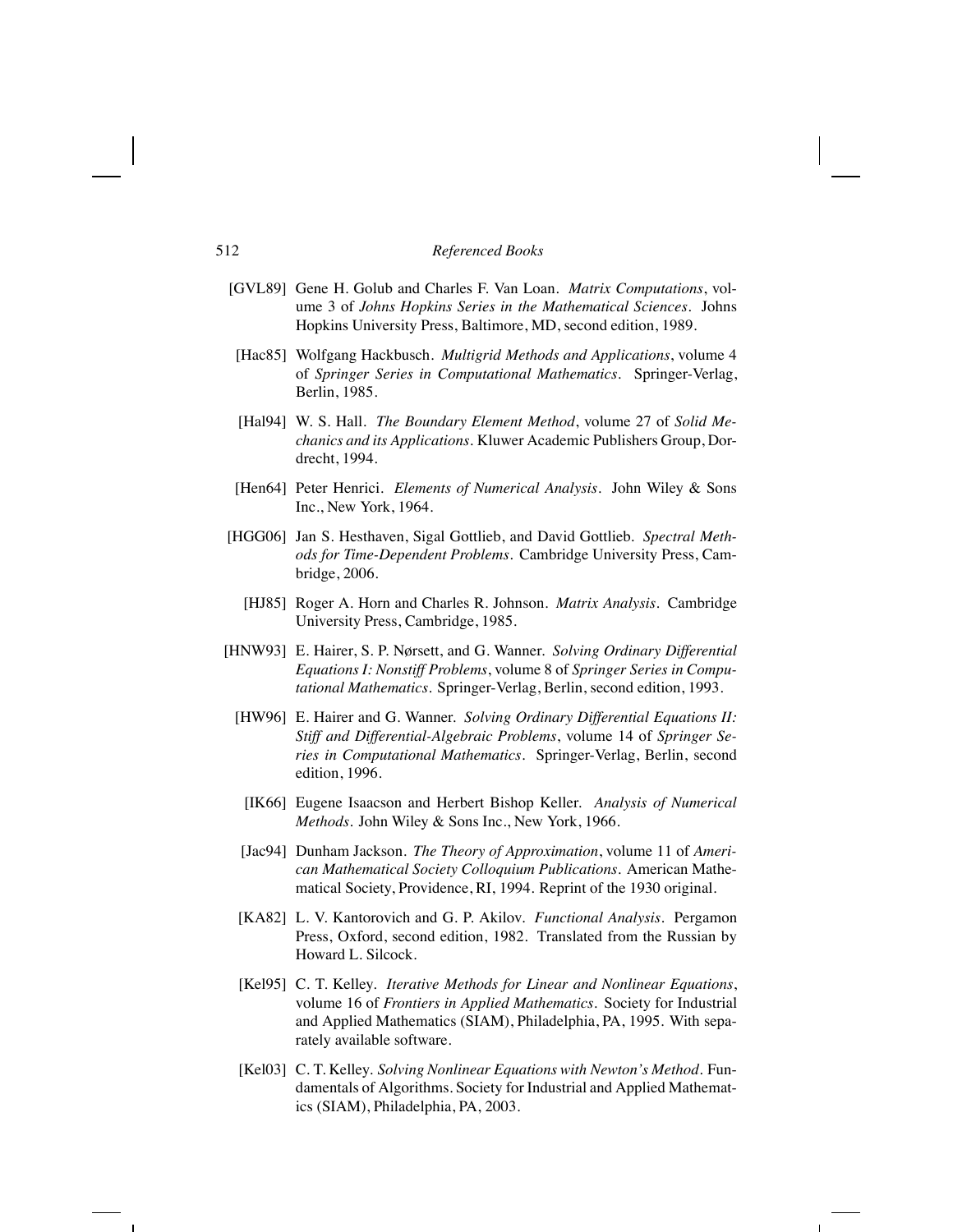[GVL89] Gene H. Golub and Charles F. Van Loan. *Matrix Computations*, volume 3 of *Johns Hopkins Series in the Mathematical Sciences*. Johns Hopkins University Press, Baltimore, MD, second edition, 1989.

[Hac85] Wolfgang Hackbusch. *Multigrid Methods and Applications*, volume 4 of *Springer Series in Computational Mathematics*. Springer-Verlag, Berlin, 1985.

[Hal94] W. S. Hall. *The Boundary Element Method*, volume 27 of *Solid Mechanics and its Applications*. Kluwer Academic Publishers Group, Dordrecht, 1994.

[Hen64] Peter Henrici. *Elements of Numerical Analysis*. John Wiley & Sons Inc., New York, 1964.

[HGG06] Jan S. Hesthaven, Sigal Gottlieb, and David Gottlieb. *Spectral Methods for Time-Dependent Problems*. Cambridge University Press, Cambridge, 2006.

[HJ85] Roger A. Horn and Charles R. Johnson. *Matrix Analysis*. Cambridge University Press, Cambridge, 1985.

[HNW93] E. Hairer, S. P. Nørsett, and G. Wanner. *Solving Ordinary Differential Equations I: Nonstiff Problems*, volume 8 of *Springer Series in Computational Mathematics*. Springer-Verlag, Berlin, second edition, 1993.

[HW96] E. Hairer and G. Wanner. *Solving Ordinary Differential Equations II: Stiff and Differential-Algebraic Problems*, volume 14 of *Springer Series in Computational Mathematics*. Springer-Verlag, Berlin, second edition, 1996.

[IK66] Eugene Isaacson and Herbert Bishop Keller. *Analysis of Numerical Methods*. John Wiley & Sons Inc., New York, 1966.

[Jac94] Dunham Jackson. *The Theory of Approximation*, volume 11 of *American Mathematical Society Colloquium Publications*. American Mathematical Society, Providence, RI, 1994. Reprint of the 1930 original.

[KA82] L. V. Kantorovich and G. P. Akilov. *Functional Analysis*. Pergamon Press, Oxford, second edition, 1982. Translated from the Russian by Howard L. Silcock.

[Kel95] C. T. Kelley. *Iterative Methods for Linear and Nonlinear Equations*, volume 16 of *Frontiers in Applied Mathematics*. Society for Industrial and Applied Mathematics (SIAM), Philadelphia, PA, 1995. With separately available software.

[Kel03] C. T. Kelley. *Solving Nonlinear Equations with Newton's Method*. Fundamentals of Algorithms. Society for Industrial and Applied Mathematics (SIAM), Philadelphia, PA, 2003.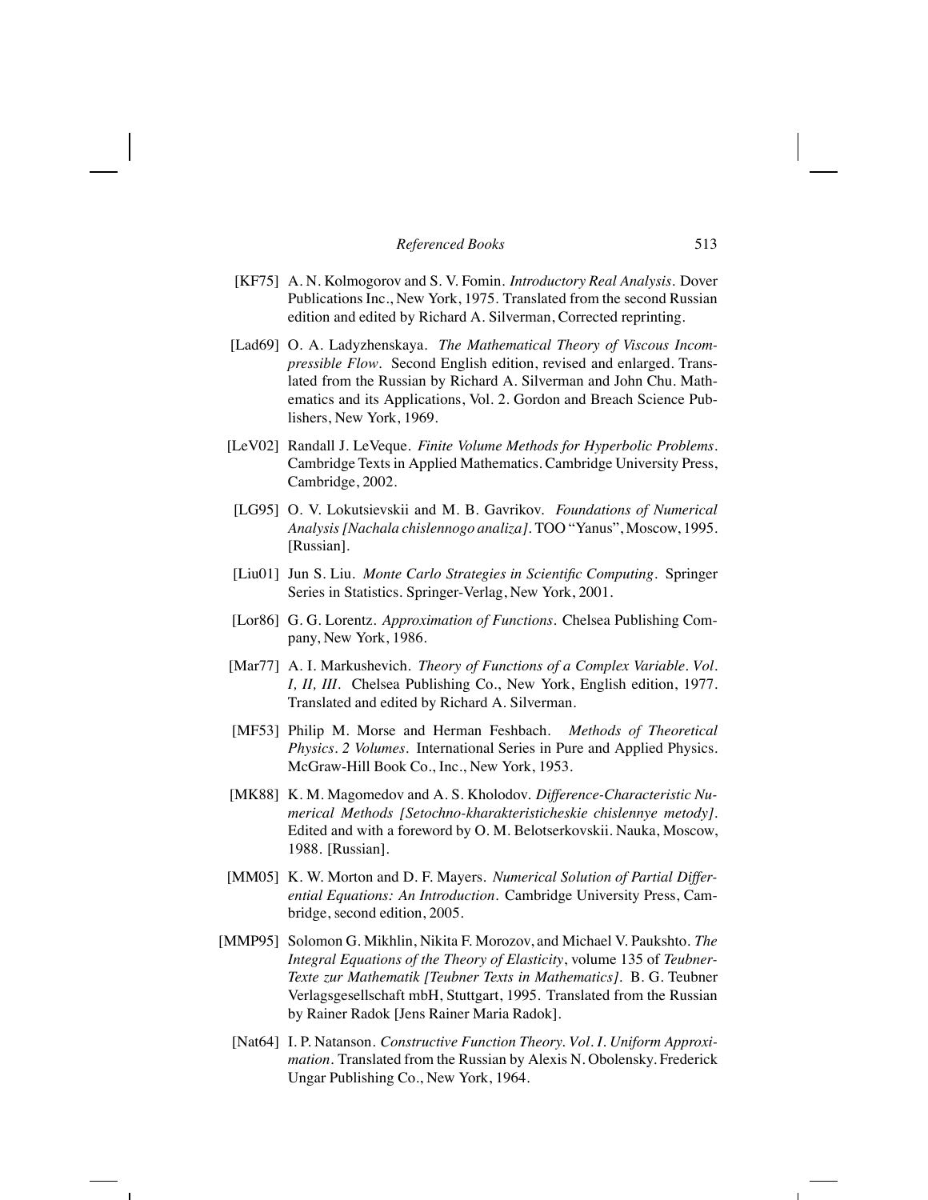[KF75] A. N. Kolmogorov and S. V. Fomin. *Introductory Real Analysis*. Dover Publications Inc., New York, 1975. Translated from the second Russian edition and edited by Richard A. Silverman, Corrected reprinting.

[Lad69] O. A. Ladyzhenskaya. *The Mathematical Theory of Viscous Incompressible Flow*. Second English edition, revised and enlarged. Translated from the Russian by Richard A. Silverman and John Chu. Mathematics and its Applications, Vol. 2. Gordon and Breach Science Publishers, New York, 1969.

[LeV02] Randall J. LeVeque. *Finite Volume Methods for Hyperbolic Problems*. Cambridge Texts in Applied Mathematics. Cambridge University Press, Cambridge, 2002.

[LG95] O. V. Lokutsievskii and M. B. Gavrikov. *Foundations of Numerical Analysis [Nachala chislennogo analiza]*. TOO "Yanus", Moscow, 1995. [Russian].

[Liu01] Jun S. Liu. *Monte Carlo Strategies in Scientific Computing*. Springer Series in Statistics. Springer-Verlag, New York, 2001.

[Lor86] G. G. Lorentz. *Approximation of Functions*. Chelsea Publishing Company, New York, 1986.

[Mar77] A. I. Markushevich. *Theory of Functions of a Complex Variable. Vol. I, II, III*. Chelsea Publishing Co., New York, English edition, 1977. Translated and edited by Richard A. Silverman.

[MF53] Philip M. Morse and Herman Feshbach. *Methods of Theoretical Physics. 2 Volumes*. International Series in Pure and Applied Physics. McGraw-Hill Book Co., Inc., New York, 1953.

[MK88] K. M. Magomedov and A. S. Kholodov. *Difference-Characteristic Numerical Methods [Setochno-kharakteristicheskie chislennye metody]*. Edited and with a foreword by O. M. Belotserkovskii. Nauka, Moscow, 1988. [Russian].

[MM05] K. W. Morton and D. F. Mayers. *Numerical Solution of Partial Differential Equations: An Introduction*. Cambridge University Press, Cambridge, second edition, 2005.

[MMP95] Solomon G. Mikhlin, Nikita F. Morozov, and Michael V. Paukshto. *The Integral Equations of the Theory of Elasticity*, volume 135 of *Teubner-Texte zur Mathematik [Teubner Texts in Mathematics]*. B. G. Teubner Verlagsgesellschaft mbH, Stuttgart, 1995. Translated from the Russian by Rainer Radok [Jens Rainer Maria Radok].

[Nat64] I. P. Natanson. *Constructive Function Theory. Vol. I. Uniform Approximation*. Translated from the Russian by Alexis N. Obolensky. Frederick Ungar Publishing Co., New York, 1964.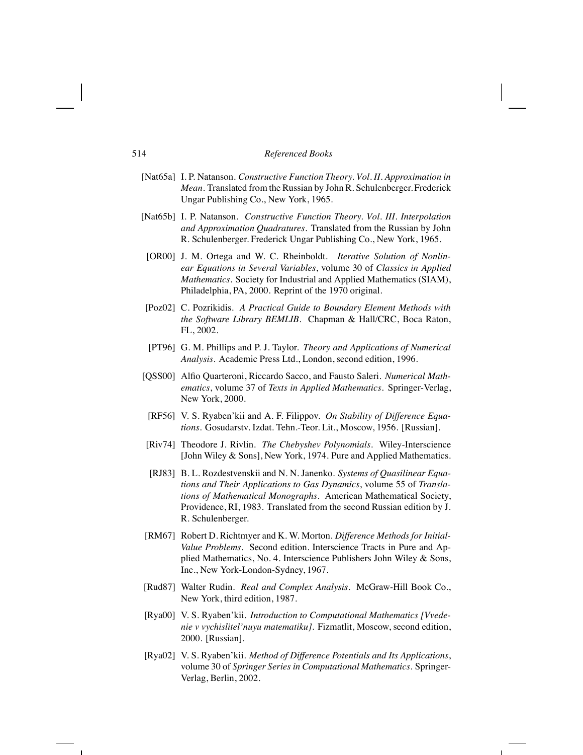[Nat65a] I. P. Natanson. *Constructive Function Theory. Vol. II. Approximation in Mean*. Translated from the Russian by John R. Schulenberger. Frederick Ungar Publishing Co., New York, 1965.

[Nat65b] I. P. Natanson. *Constructive Function Theory. Vol. III. Interpolation and Approximation Quadratures*. Translated from the Russian by John R. Schulenberger. Frederick Ungar Publishing Co., New York, 1965.

[OR00] J. M. Ortega and W. C. Rheinboldt. *Iterative Solution of Nonlinear Equations in Several Variables*, volume 30 of *Classics in Applied Mathematics*. Society for Industrial and Applied Mathematics (SIAM), Philadelphia, PA, 2000. Reprint of the 1970 original.

[Poz02] C. Pozrikidis. *A Practical Guide to Boundary Element Methods with the Software Library BEMLIB*. Chapman & Hall/CRC, Boca Raton, FL, 2002.

[PT96] G. M. Phillips and P. J. Taylor. *Theory and Applications of Numerical Analysis*. Academic Press Ltd., London, second edition, 1996.

[QSS00] Alfio Quarteroni, Riccardo Sacco, and Fausto Saleri. *Numerical Mathematics*, volume 37 of *Texts in Applied Mathematics*. Springer-Verlag, New York, 2000.

[RF56] V. S. Ryaben'kii and A. F. Filippov. *On Stability of Difference Equations*. Gosudarstv. Izdat. Tehn.-Teor. Lit., Moscow, 1956. [Russian].

[Riv74] Theodore J. Rivlin. *The Chebyshev Polynomials*. Wiley-Interscience [John Wiley & Sons], New York, 1974. Pure and Applied Mathematics.

[RJ83] B. L. Rozdestvenskii and N. N. Janenko. *Systems of Quasilinear Equations and Their Applications to Gas Dynamics*, volume 55 of *Translations of Mathematical Monographs*. American Mathematical Society, Providence, RI, 1983. Translated from the second Russian edition by J. R. Schulenberger.

[RM67] Robert D. Richtmyer and K. W. Morton. *Difference Methods for Initial-Value Problems*. Second edition. Interscience Tracts in Pure and Applied Mathematics, No. 4. Interscience Publishers John Wiley & Sons, Inc., New York-London-Sydney, 1967.

[Rud87] Walter Rudin. *Real and Complex Analysis*. McGraw-Hill Book Co., New York, third edition, 1987.

[Rya00] V. S. Ryaben'kii. *Introduction to Computational Mathematics [Vvedenie v vychislitel'nuyu matematiku]*. Fizmatlit, Moscow, second edition, 2000. [Russian].

[Rya02] V. S. Ryaben'kii. *Method of Difference Potentials and Its Applications*, volume 30 of *Springer Series in Computational Mathematics*. Springer-Verlag, Berlin, 2002.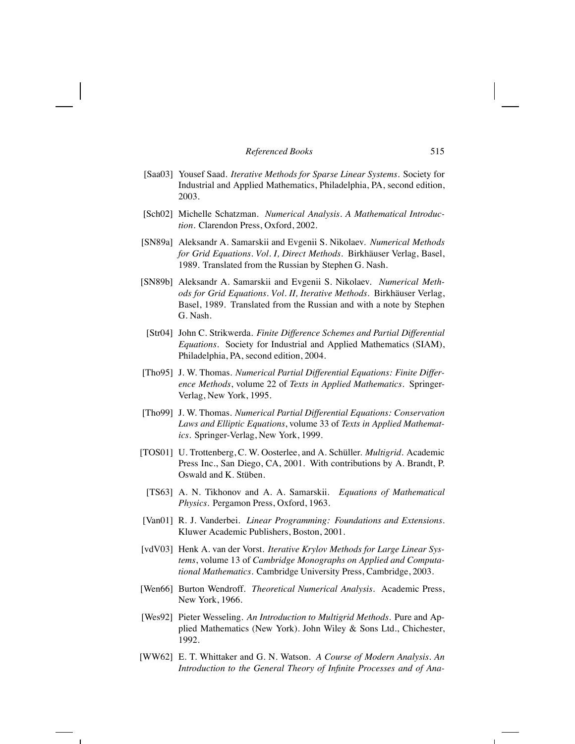[Saa03] Yousef Saad. *Iterative Methods for Sparse Linear Systems.* Society for Industrial and Applied Mathematics, Philadelphia, PA, second edition, 2003.

[Sch02] Michelle Schatzman. *Numerical Analysis. A Mathematical Introduction.* Clarendon Press, Oxford, 2002.

[SN89a] Aleksandr A. Samarskii and Evgenii S. Nikolaev. *Numerical Methods for Grid Equations. Vol. I, Direct Methods.* Birkhäuser Verlag, Basel, 1989. Translated from the Russian by Stephen G. Nash.

[SN89b] Aleksandr A. Samarskii and Evgenii S. Nikolaev. *Numerical Methods for Grid Equations. Vol. II, Iterative Methods.* Birkhäuser Verlag, Basel, 1989. Translated from the Russian and with a note by Stephen G. Nash.

[Str04] John C. Strikwerda. *Finite Difference Schemes and Partial Differential Equations.* Society for Industrial and Applied Mathematics (SIAM), Philadelphia, PA, second edition, 2004.

[Tho95] J. W. Thomas. *Numerical Partial Differential Equations: Finite Difference Methods*, volume 22 of *Texts in Applied Mathematics*. Springer-Verlag, New York, 1995.

[Tho99] J. W. Thomas. *Numerical Partial Differential Equations: Conservation Laws and Elliptic Equations*, volume 33 of *Texts in Applied Mathematics*. Springer-Verlag, New York, 1999.

[TOS01] U. Trottenberg, C. W. Oosterlee, and A. Schüller. *Multigrid.* Academic Press Inc., San Diego, CA, 2001. With contributions by A. Brandt, P. Oswald and K. Stüben.

[TS63] A. N. Tikhonov and A. A. Samarskii. *Equations of Mathematical Physics.* Pergamon Press, Oxford, 1963.

[Van01] R. J. Vanderbei. *Linear Programming: Foundations and Extensions.* Kluwer Academic Publishers, Boston, 2001.

[vdV03] Henk A. van der Vorst. *Iterative Krylov Methods for Large Linear Systems*, volume 13 of *Cambridge Monographs on Applied and Computational Mathematics*. Cambridge University Press, Cambridge, 2003.

[Wen66] Burton Wendroff. *Theoretical Numerical Analysis.* Academic Press, New York, 1966.

[Wes92] Pieter Wesseling. *An Introduction to Multigrid Methods.* Pure and Applied Mathematics (New York). John Wiley & Sons Ltd., Chichester, 1992.

[WW62] E. T. Whittaker and G. N. Watson. *A Course of Modern Analysis. An Introduction to the General Theory of Infinite Processes and of Ana-*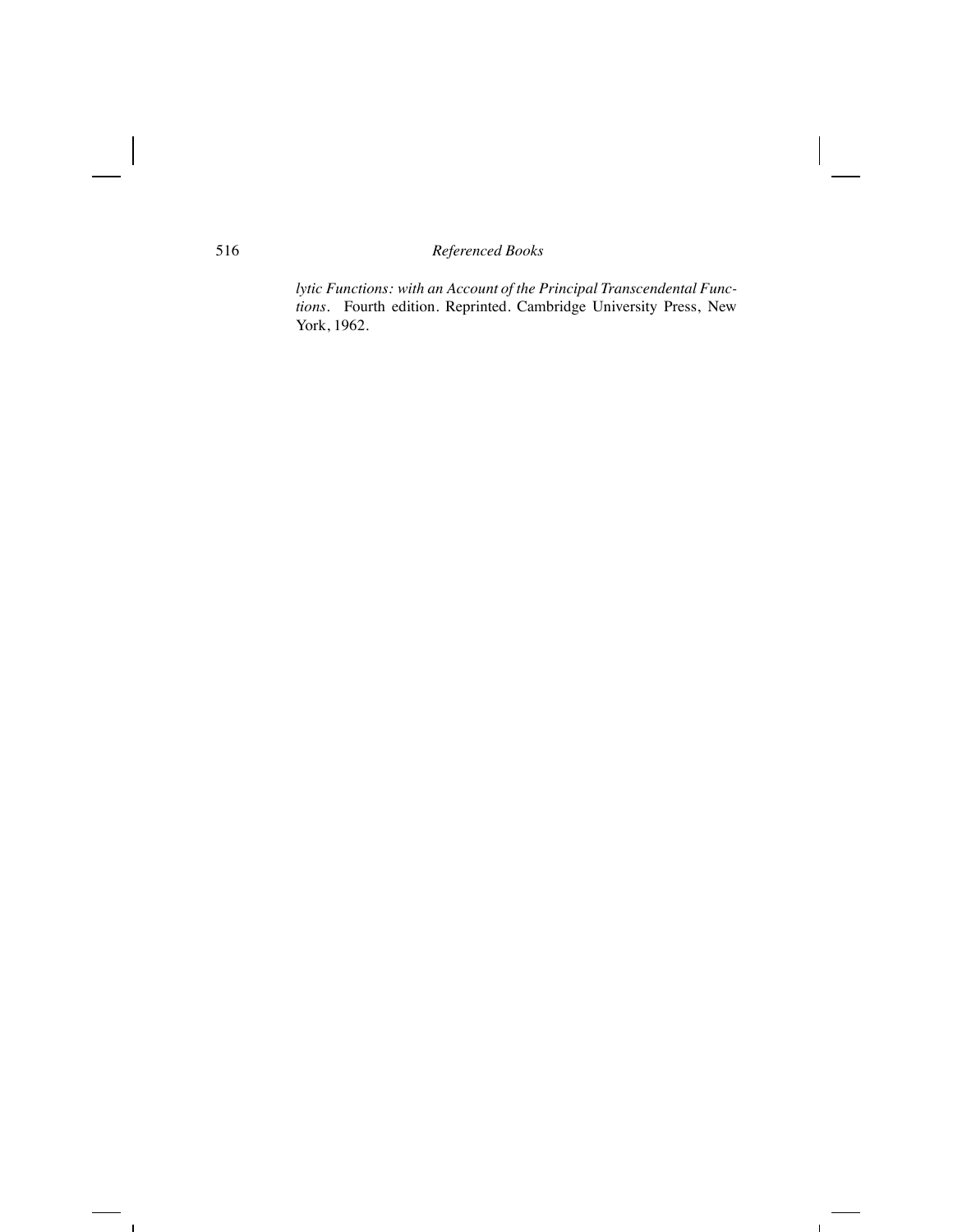*lytic Functions: with an Account of the Principal Transcendental Functions*. Fourth edition. Reprinted. Cambridge University Press, New York, 1962.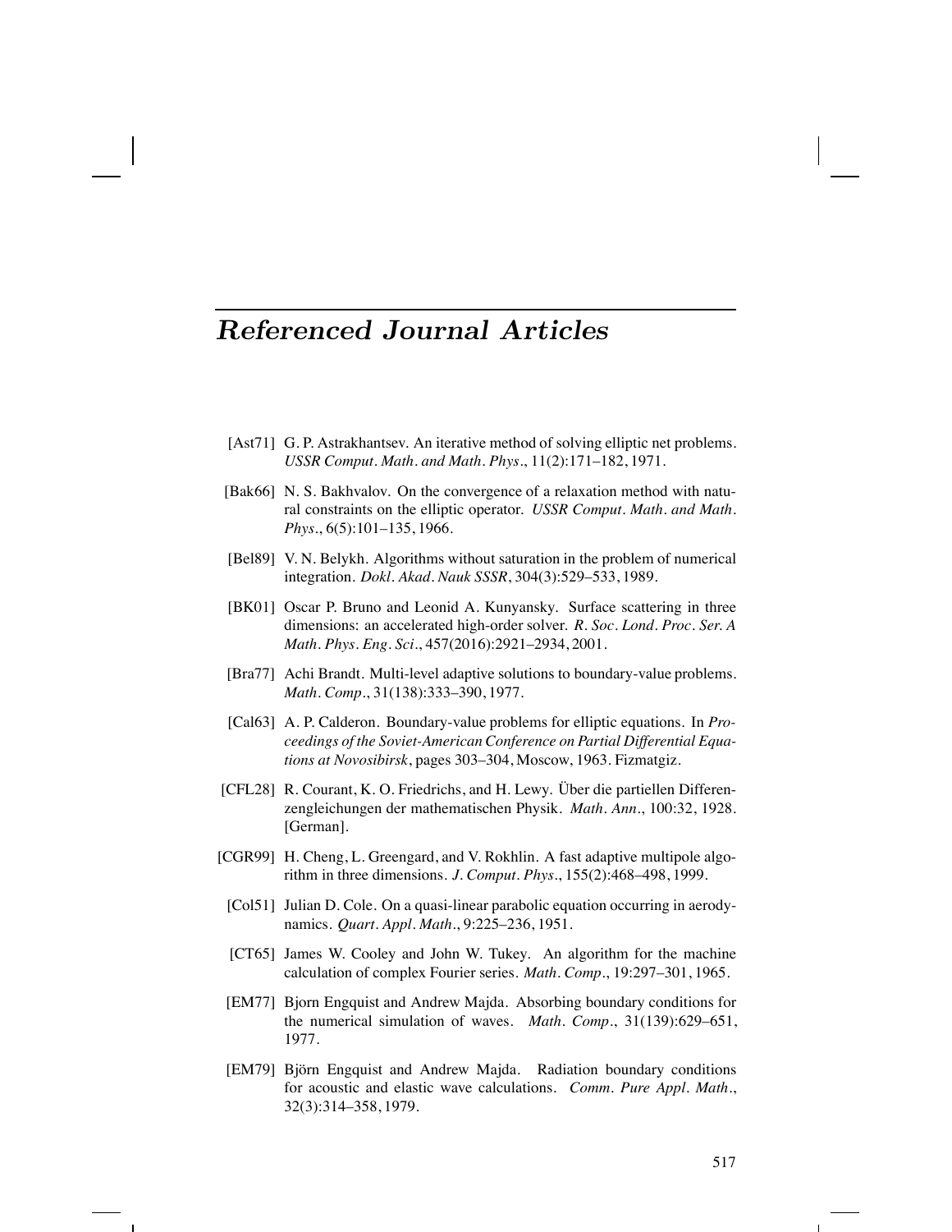# *Referenced Journal Articles*

[Ast71] G. P. Astrakhantsev. An iterative method of solving elliptic net problems. *USSR Comput. Math. and Math. Phys.*, 11(2):171–182, 1971.

[Bak66] N. S. Bakhvalov. On the convergence of a relaxation method with natural constraints on the elliptic operator. *USSR Comput. Math. and Math. Phys.*, 6(5):101–135, 1966.

[Bel89] V. N. Belykh. Algorithms without saturation in the problem of numerical integration. *Dokl. Akad. Nauk SSSR*, 304(3):529–533, 1989.

[BK01] Oscar P. Bruno and Leonid A. Kunyansky. Surface scattering in three dimensions: an accelerated high-order solver. *R. Soc. Lond. Proc. Ser. A Math. Phys. Eng. Sci.*, 457(2016):2921–2934, 2001.

[Bra77] Achi Brandt. Multi-level adaptive solutions to boundary-value problems. *Math. Comp.*, 31(138):333–390, 1977.

[Cal63] A. P. Calderon. Boundary-value problems for elliptic equations. In *Proceedings of the Soviet-American Conference on Partial Differential Equations at Novosibirsk*, pages 303–304, Moscow, 1963. Fizmatgiz.

[CFL28] R. Courant, K. O. Friedrichs, and H. Lewy. Über die partiellen Differenzengleichungen der mathematischen Physik. *Math. Ann.*, 100:32, 1928. [German].

[CGR99] H. Cheng, L. Greengard, and V. Rokhlin. A fast adaptive multipole algorithm in three dimensions. *J. Comput. Phys.*, 155(2):468–498, 1999.

[Col51] Julian D. Cole. On a quasi-linear parabolic equation occurring in aerodynamics. *Quart. Appl. Math.*, 9:225–236, 1951.

[CT65] James W. Cooley and John W. Tukey. An algorithm for the machine calculation of complex Fourier series. *Math. Comp.*, 19:297–301, 1965.

[EM77] Bjorn Engquist and Andrew Majda. Absorbing boundary conditions for the numerical simulation of waves. *Math. Comp.*, 31(139):629–651, 1977.

[EM79] Björn Engquist and Andrew Majda. Radiation boundary conditions for acoustic and elastic wave calculations. *Comm. Pure Appl. Math.*, 32(3):314–358, 1979.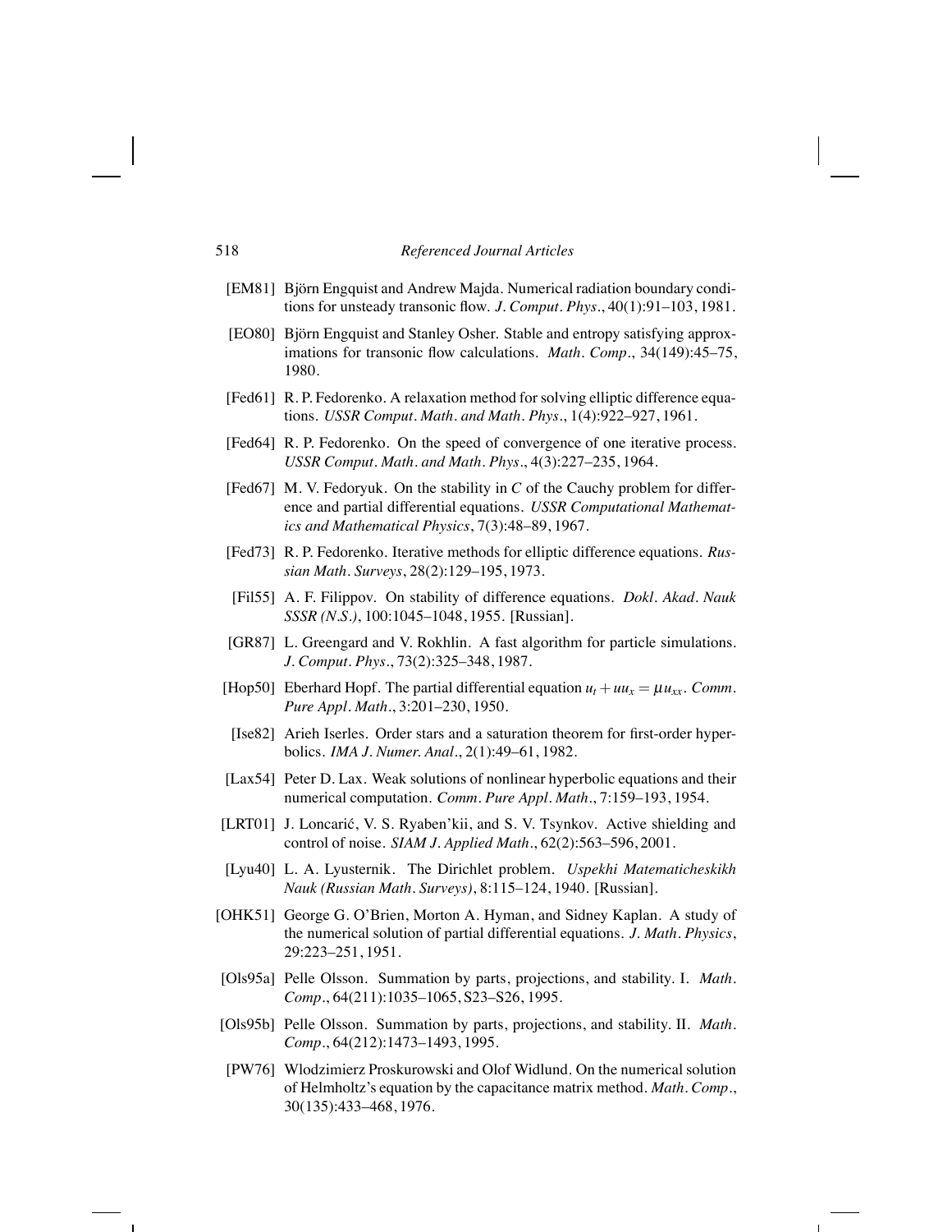[EM81] Björn Engquist and Andrew Majda. Numerical radiation boundary conditions for unsteady transonic flow. *J. Comput. Phys.*, 40(1):91–103, 1981.

[EO80] Björn Engquist and Stanley Osher. Stable and entropy satisfying approximations for transonic flow calculations. *Math. Comp.*, 34(149):45–75, 1980.

[Fed61] R. P. Fedorenko. A relaxation method for solving elliptic difference equations. *USSR Comput. Math. and Math. Phys.*, 1(4):922–927, 1961.

[Fed64] R. P. Fedorenko. On the speed of convergence of one iterative process. *USSR Comput. Math. and Math. Phys.*, 4(3):227–235, 1964.

[Fed67] M. V. Fedoryuk. On the stability in $C$ of the Cauchy problem for difference and partial differential equations. *USSR Computational Mathematics and Mathematical Physics*, 7(3):48–89, 1967.

[Fed73] R. P. Fedorenko. Iterative methods for elliptic difference equations. *Russian Math. Surveys*, 28(2):129–195, 1973.

[Fil55] A. F. Filippov. On stability of difference equations. *Dokl. Akad. Nauk SSSR (N.S.)*, 100:1045–1048, 1955. [Russian].

[GR87] L. Greengard and V. Rokhlin. A fast algorithm for particle simulations. *J. Comput. Phys.*, 73(2):325–348, 1987.

[Hop50] Eberhard Hopf. The partial differential equation $u_t + uu_x = \mu u_{xx}$. *Comm. Pure Appl. Math.*, 3:201–230, 1950.

[Ise82] Arieh Iserles. Order stars and a saturation theorem for first-order hyperbolics. *IMA J. Numer. Anal.*, 2(1):49–61, 1982.

[Lax54] Peter D. Lax. Weak solutions of nonlinear hyperbolic equations and their numerical computation. *Comm. Pure Appl. Math.*, 7:159–193, 1954.

[LRT01] J. Loncarić, V. S. Ryaben'kii, and S. V. Tsynkov. Active shielding and control of noise. *SIAM J. Applied Math.*, 62(2):563–596, 2001.

[Lyu40] L. A. Lyusternik. The Dirichlet problem. *Uspekhi Matematicheskikh Nauk (Russian Math. Surveys)*, 8:115–124, 1940. [Russian].

[OHK51] George G. O'Brien, Morton A. Hyman, and Sidney Kaplan. A study of the numerical solution of partial differential equations. *J. Math. Physics*, 29:223–251, 1951.

[Ols95a] Pelle Olsson. Summation by parts, projections, and stability. I. *Math. Comp.*, 64(211):1035–1065, S23–S26, 1995.

[Ols95b] Pelle Olsson. Summation by parts, projections, and stability. II. *Math. Comp.*, 64(212):1473–1493, 1995.

[PW76] Wlodzimierz Proskurowski and Olof Widlund. On the numerical solution of Helmholtz's equation by the capacitance matrix method. *Math. Comp.*, 30(135):433–468, 1976.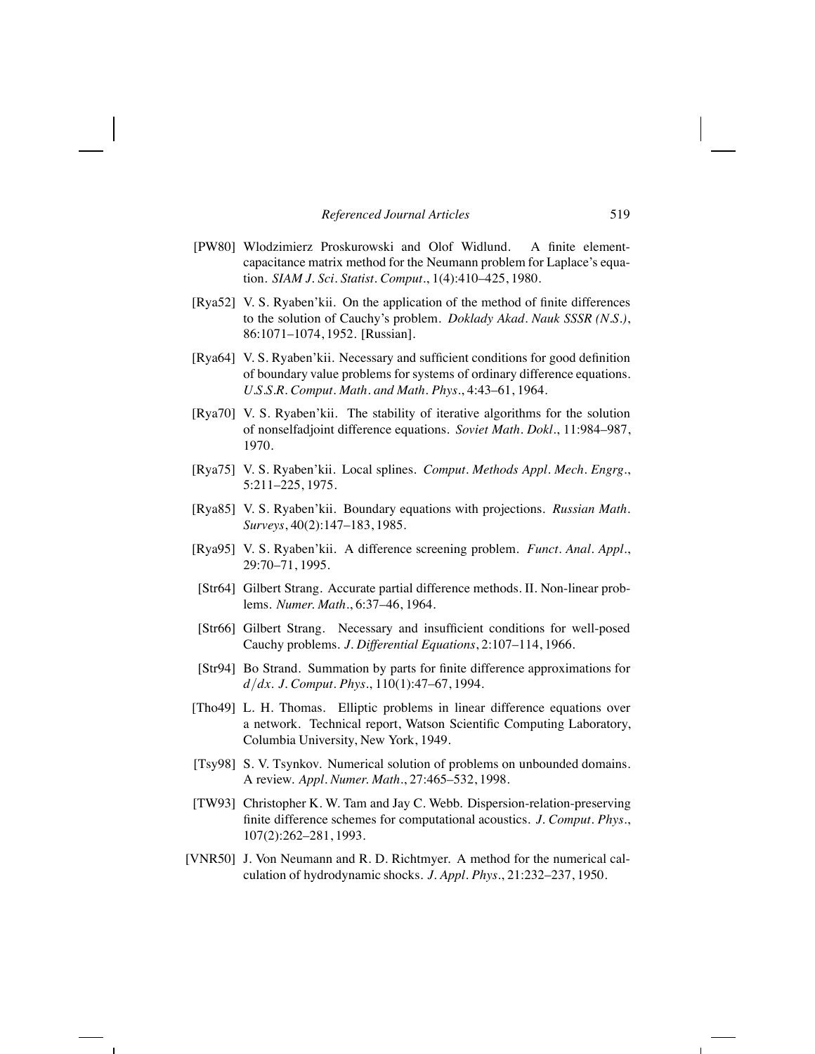[PW80] Wlodzimierz Proskurowski and Olof Widlund. A finite element-capacitance matrix method for the Neumann problem for Laplace's equation. *SIAM J. Sci. Statist. Comput.*, 1(4):410–425, 1980.

[Rya52] V. S. Ryaben'kii. On the application of the method of finite differences to the solution of Cauchy's problem. *Doklady Akad. Nauk SSSR (N.S.)*, 86:1071–1074, 1952. [Russian].

[Rya64] V. S. Ryaben'kii. Necessary and sufficient conditions for good definition of boundary value problems for systems of ordinary difference equations. *U.S.S.R. Comput. Math. and Math. Phys.*, 4:43–61, 1964.

[Rya70] V. S. Ryaben'kii. The stability of iterative algorithms for the solution of nonselfadjoint difference equations. *Soviet Math. Dokl.*, 11:984–987, 1970.

[Rya75] V. S. Ryaben'kii. Local splines. *Comput. Methods Appl. Mech. Engrg.*, 5:211–225, 1975.

[Rya85] V. S. Ryaben'kii. Boundary equations with projections. *Russian Math. Surveys*, 40(2):147–183, 1985.

[Rya95] V. S. Ryaben'kii. A difference screening problem. *Funct. Anal. Appl.*, 29:70–71, 1995.

[Str64] Gilbert Strang. Accurate partial difference methods. II. Non-linear problems. *Numer. Math.*, 6:37–46, 1964.

[Str66] Gilbert Strang. Necessary and insufficient conditions for well-posed Cauchy problems. *J. Differential Equations*, 2:107–114, 1966.

[Str94] Bo Strand. Summation by parts for finite difference approximations for $d/dx$. *J. Comput. Phys.*, 110(1):47–67, 1994.

[Tho49] L. H. Thomas. Elliptic problems in linear difference equations over a network. Technical report, Watson Scientific Computing Laboratory, Columbia University, New York, 1949.

[Tsy98] S. V. Tsynkov. Numerical solution of problems on unbounded domains. A review. *Appl. Numer. Math.*, 27:465–532, 1998.

[TW93] Christopher K. W. Tam and Jay C. Webb. Dispersion-relation-preserving finite difference schemes for computational acoustics. *J. Comput. Phys.*, 107(2):262–281, 1993.

[VNR50] J. Von Neumann and R. D. Richtmyer. A method for the numerical calculation of hydrodynamic shocks. *J. Appl. Phys.*, 21:232–237, 1950.